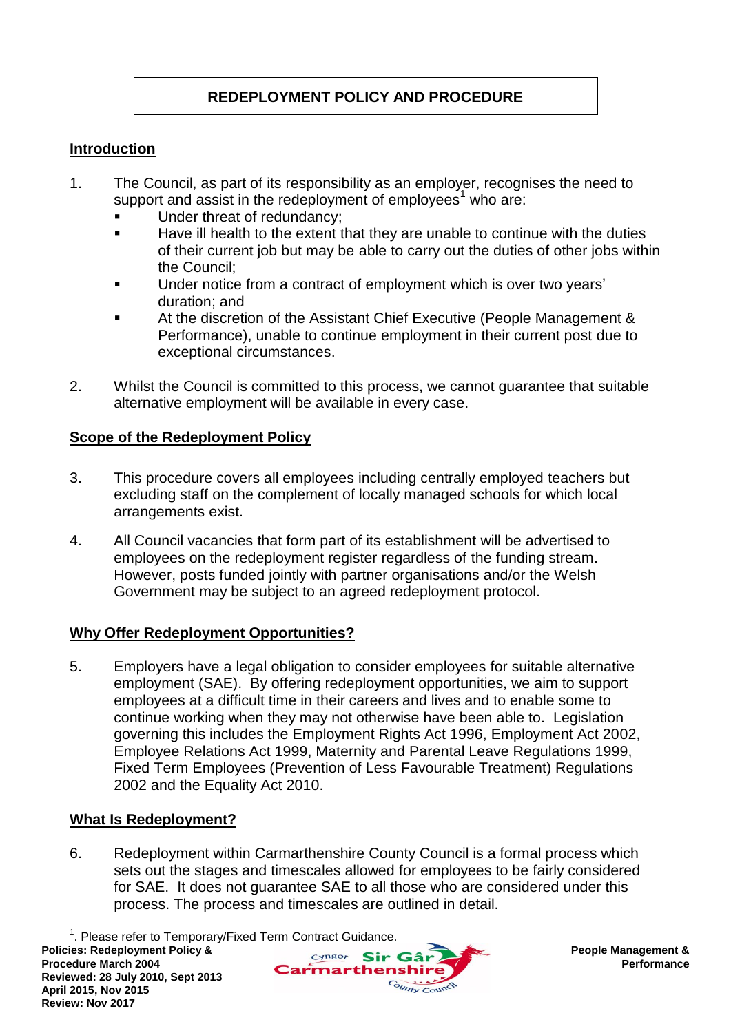# REDEPLOYMENT POLICY AND PROCEDURE

## Introduction

1. The Council, as part of its responsibility as an employer, recognises the need to support and assist in the redeployment of employees[1] who are:
   - Under threat of redundancy;
   - Have ill health to the extent that they are unable to continue with the duties of their current job but may be able to carry out the duties of other jobs within the Council;
   - Under notice from a contract of employment which is over two years' duration; and
   - At the discretion of the Assistant Chief Executive (People Management & Performance), unable to continue employment in their current post due to exceptional circumstances.

2. Whilst the Council is committed to this process, we cannot guarantee that suitable alternative employment will be available in every case.

## Scope of the Redeployment Policy

3. This procedure covers all employees including centrally employed teachers but excluding staff on the complement of locally managed schools for which local arrangements exist.

4. All Council vacancies that form part of its establishment will be advertised to employees on the redeployment register regardless of the funding stream. However, posts funded jointly with partner organisations and/or the Welsh Government may be subject to an agreed redeployment protocol.

## Why Offer Redeployment Opportunities?

5. Employers have a legal obligation to consider employees for suitable alternative employment (SAE). By offering redeployment opportunities, we aim to support employees at a difficult time in their careers and lives and to enable some to continue working when they may not otherwise have been able to. Legislation governing this includes the Employment Rights Act 1996, Employment Act 2002, Employee Relations Act 1999, Maternity and Parental Leave Regulations 1999, Fixed Term Employees (Prevention of Less Favourable Treatment) Regulations 2002 and the Equality Act 2010.

## What Is Redeployment?

6. Redeployment within Carmarthenshire County Council is a formal process which sets out the stages and timescales allowed for employees to be fairly considered for SAE. It does not guarantee SAE to all those who are considered under this process. The process and timescales are outlined in detail.

---

[1]. Please refer to Temporary/Fixed Term Contract Guidance.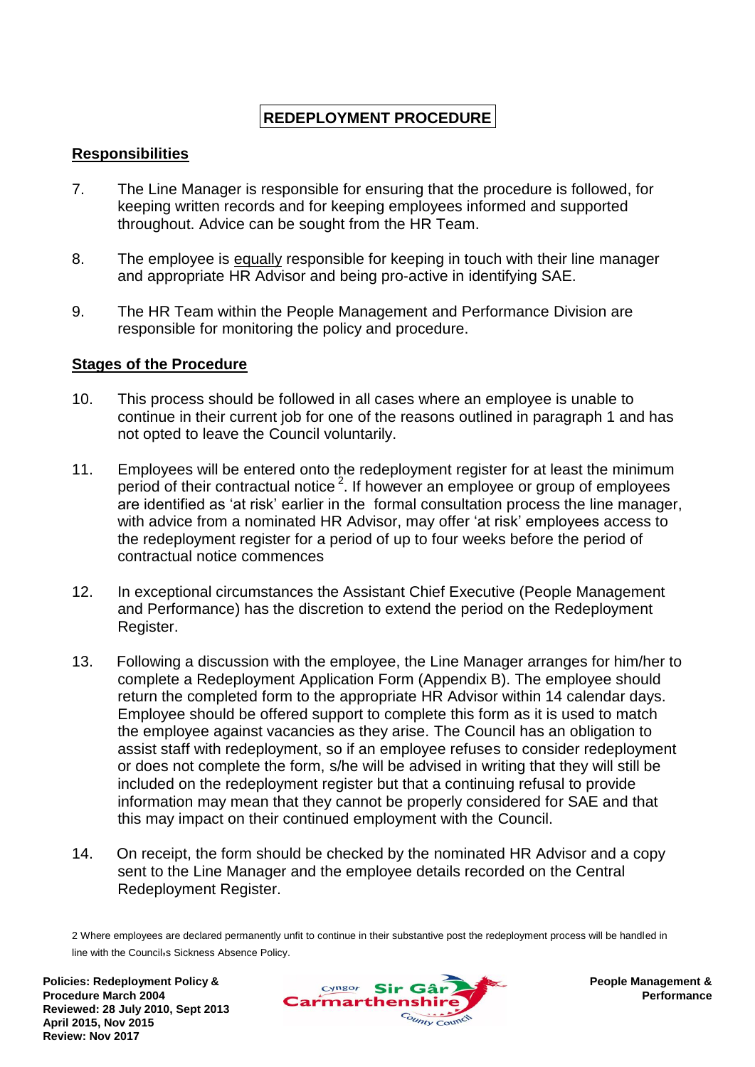**REDEPLOYMENT PROCEDURE**

## Responsibilities

7. The Line Manager is responsible for ensuring that the procedure is followed, for keeping written records and for keeping employees informed and supported throughout. Advice can be sought from the HR Team.

8. The employee is equally responsible for keeping in touch with their line manager and appropriate HR Advisor and being pro-active in identifying SAE.

9. The HR Team within the People Management and Performance Division are responsible for monitoring the policy and procedure.

## Stages of the Procedure

10. This process should be followed in all cases where an employee is unable to continue in their current job for one of the reasons outlined in paragraph 1 and has not opted to leave the Council voluntarily.

11. Employees will be entered onto the redeployment register for at least the minimum period of their contractual notice [2]. If however an employee or group of employees are identified as 'at risk' earlier in the formal consultation process the line manager, with advice from a nominated HR Advisor, may offer 'at risk' employees access to the redeployment register for a period of up to four weeks before the period of contractual notice commences

12. In exceptional circumstances the Assistant Chief Executive (People Management and Performance) has the discretion to extend the period on the Redeployment Register.

13. Following a discussion with the employee, the Line Manager arranges for him/her to complete a Redeployment Application Form (Appendix B). The employee should return the completed form to the appropriate HR Advisor within 14 calendar days. Employee should be offered support to complete this form as it is used to match the employee against vacancies as they arise. The Council has an obligation to assist staff with redeployment, so if an employee refuses to consider redeployment or does not complete the form, s/he will be advised in writing that they will still be included on the redeployment register but that a continuing refusal to provide information may mean that they cannot be properly considered for SAE and that this may impact on their continued employment with the Council.

14. On receipt, the form should be checked by the nominated HR Advisor and a copy sent to the Line Manager and the employee details recorded on the Central Redeployment Register.

2 Where employees are declared permanently unfit to continue in their substantive post the redeployment process will be handled in line with the Council's Sickness Absence Policy.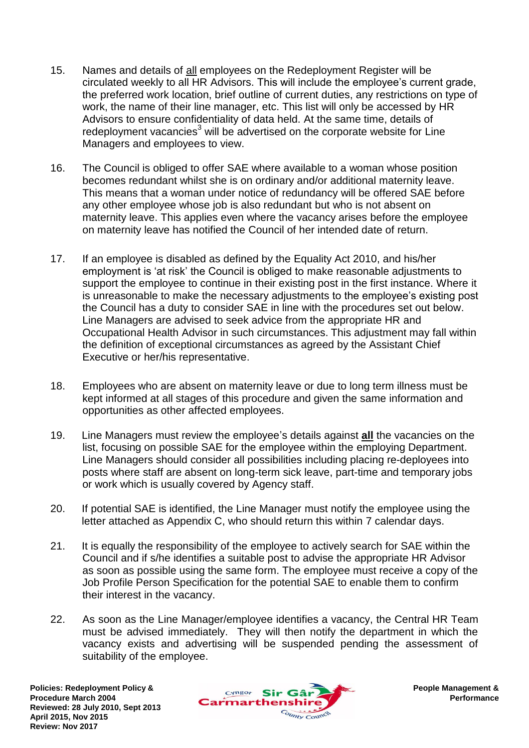15. Names and details of <u>all</u> employees on the Redeployment Register will be circulated weekly to all HR Advisors. This will include the employee's current grade, the preferred work location, brief outline of current duties, any restrictions on type of work, the name of their line manager, etc. This list will only be accessed by HR Advisors to ensure confidentiality of data held. At the same time, details of redeployment vacancies[3] will be advertised on the corporate website for Line Managers and employees to view.

16. The Council is obliged to offer SAE where available to a woman whose position becomes redundant whilst she is on ordinary and/or additional maternity leave. This means that a woman under notice of redundancy will be offered SAE before any other employee whose job is also redundant but who is not absent on maternity leave. This applies even where the vacancy arises before the employee on maternity leave has notified the Council of her intended date of return.

17. If an employee is disabled as defined by the Equality Act 2010, and his/her employment is 'at risk' the Council is obliged to make reasonable adjustments to support the employee to continue in their existing post in the first instance. Where it is unreasonable to make the necessary adjustments to the employee's existing post the Council has a duty to consider SAE in line with the procedures set out below. Line Managers are advised to seek advice from the appropriate HR and Occupational Health Advisor in such circumstances. This adjustment may fall within the definition of exceptional circumstances as agreed by the Assistant Chief Executive or her/his representative.

18. Employees who are absent on maternity leave or due to long term illness must be kept informed at all stages of this procedure and given the same information and opportunities as other affected employees.

19. Line Managers must review the employee's details against <u>**all**</u> the vacancies on the list, focusing on possible SAE for the employee within the employing Department. Line Managers should consider all possibilities including placing re-deployees into posts where staff are absent on long-term sick leave, part-time and temporary jobs or work which is usually covered by Agency staff.

20. If potential SAE is identified, the Line Manager must notify the employee using the letter attached as Appendix C, who should return this within 7 calendar days.

21. It is equally the responsibility of the employee to actively search for SAE within the Council and if s/he identifies a suitable post to advise the appropriate HR Advisor as soon as possible using the same form. The employee must receive a copy of the Job Profile Person Specification for the potential SAE to enable them to confirm their interest in the vacancy.

22. As soon as the Line Manager/employee identifies a vacancy, the Central HR Team must be advised immediately. They will then notify the department in which the vacancy exists and advertising will be suspended pending the assessment of suitability of the employee.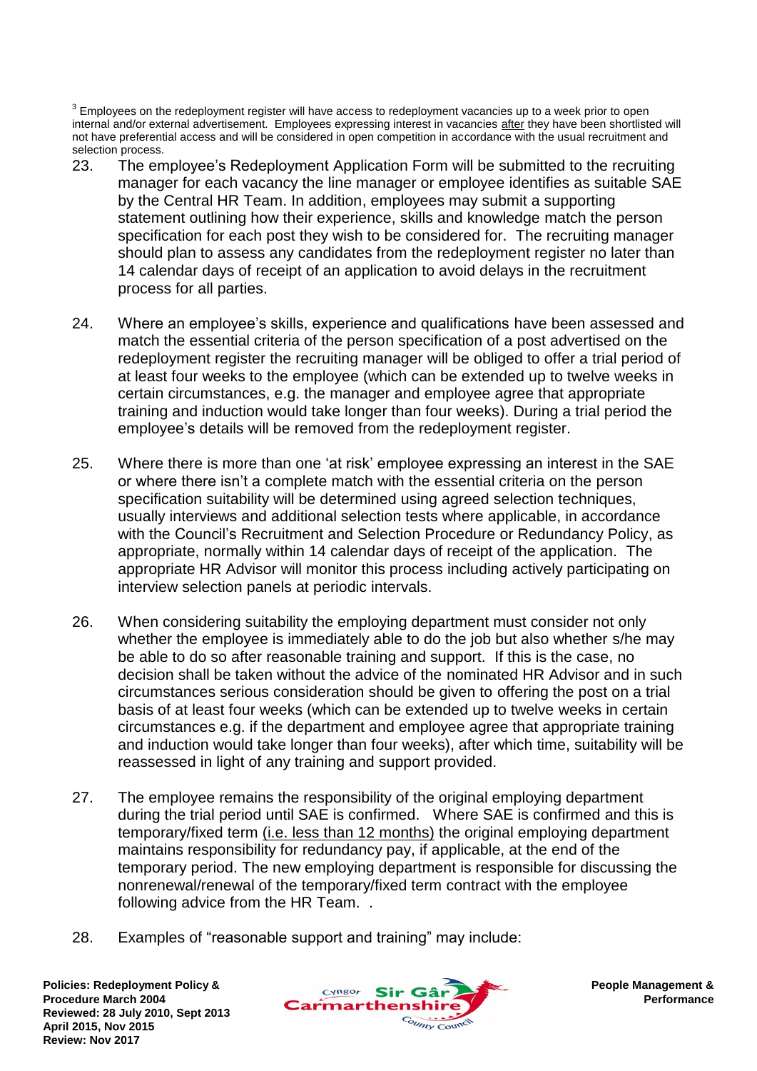[3] Employees on the redeployment register will have access to redeployment vacancies up to a week prior to open internal and/or external advertisement. Employees expressing interest in vacancies after they have been shortlisted will not have preferential access and will be considered in open competition in accordance with the usual recruitment and selection process.

23. The employee's Redeployment Application Form will be submitted to the recruiting manager for each vacancy the line manager or employee identifies as suitable SAE by the Central HR Team. In addition, employees may submit a supporting statement outlining how their experience, skills and knowledge match the person specification for each post they wish to be considered for. The recruiting manager should plan to assess any candidates from the redeployment register no later than 14 calendar days of receipt of an application to avoid delays in the recruitment process for all parties.

24. Where an employee's skills, experience and qualifications have been assessed and match the essential criteria of the person specification of a post advertised on the redeployment register the recruiting manager will be obliged to offer a trial period of at least four weeks to the employee (which can be extended up to twelve weeks in certain circumstances, e.g. the manager and employee agree that appropriate training and induction would take longer than four weeks). During a trial period the employee's details will be removed from the redeployment register.

25. Where there is more than one 'at risk' employee expressing an interest in the SAE or where there isn't a complete match with the essential criteria on the person specification suitability will be determined using agreed selection techniques, usually interviews and additional selection tests where applicable, in accordance with the Council's Recruitment and Selection Procedure or Redundancy Policy, as appropriate, normally within 14 calendar days of receipt of the application. The appropriate HR Advisor will monitor this process including actively participating on interview selection panels at periodic intervals.

26. When considering suitability the employing department must consider not only whether the employee is immediately able to do the job but also whether s/he may be able to do so after reasonable training and support. If this is the case, no decision shall be taken without the advice of the nominated HR Advisor and in such circumstances serious consideration should be given to offering the post on a trial basis of at least four weeks (which can be extended up to twelve weeks in certain circumstances e.g. if the department and employee agree that appropriate training and induction would take longer than four weeks), after which time, suitability will be reassessed in light of any training and support provided.

27. The employee remains the responsibility of the original employing department during the trial period until SAE is confirmed. Where SAE is confirmed and this is temporary/fixed term (i.e. less than 12 months) the original employing department maintains responsibility for redundancy pay, if applicable, at the end of the temporary period. The new employing department is responsible for discussing the nonrenewal/renewal of the temporary/fixed term contract with the employee following advice from the HR Team. .

28. Examples of "reasonable support and training" may include: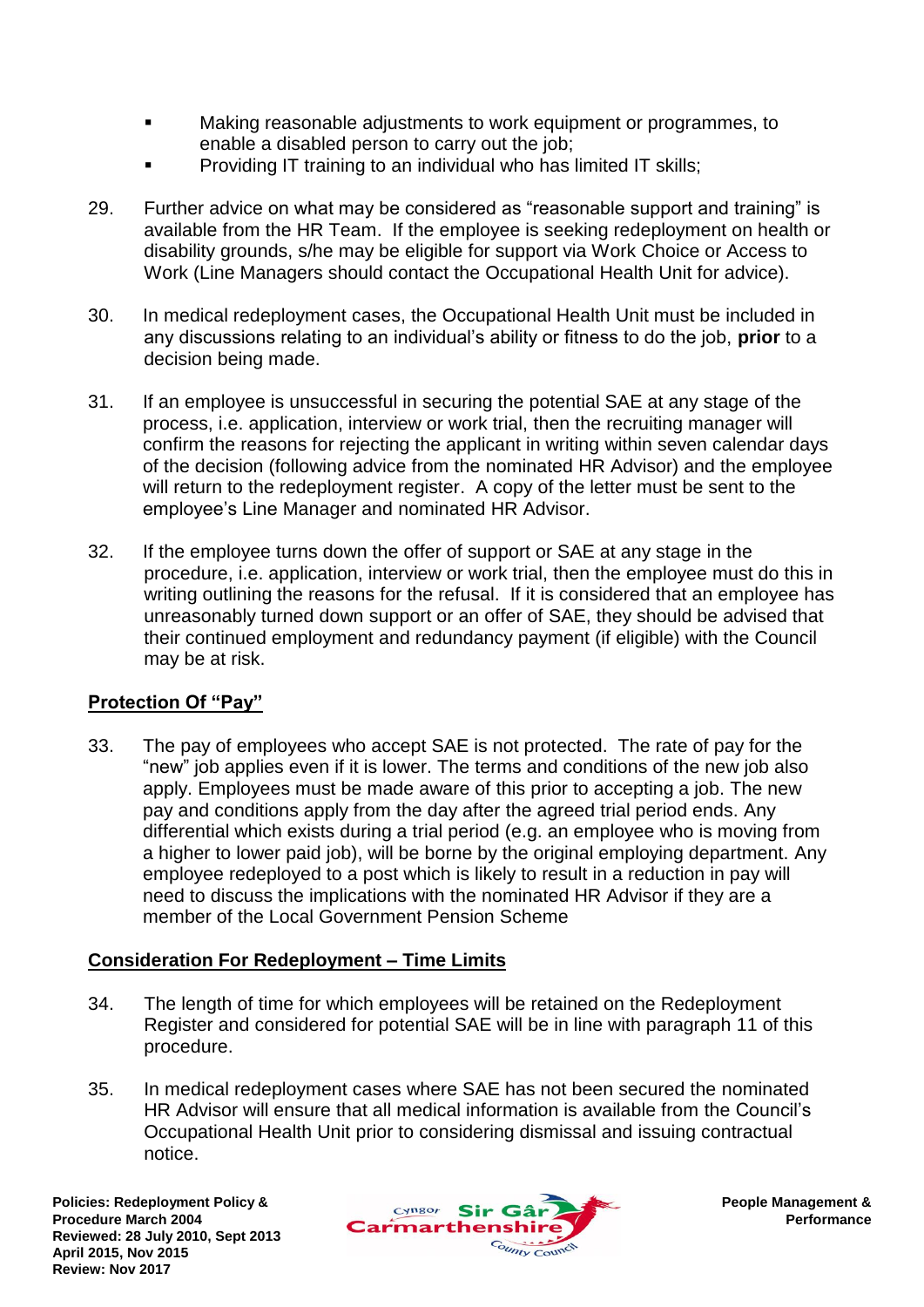- Making reasonable adjustments to work equipment or programmes, to enable a disabled person to carry out the job;
- Providing IT training to an individual who has limited IT skills;

29. Further advice on what may be considered as "reasonable support and training" is available from the HR Team. If the employee is seeking redeployment on health or disability grounds, s/he may be eligible for support via Work Choice or Access to Work (Line Managers should contact the Occupational Health Unit for advice).

30. In medical redeployment cases, the Occupational Health Unit must be included in any discussions relating to an individual's ability or fitness to do the job, **prior** to a decision being made.

31. If an employee is unsuccessful in securing the potential SAE at any stage of the process, i.e. application, interview or work trial, then the recruiting manager will confirm the reasons for rejecting the applicant in writing within seven calendar days of the decision (following advice from the nominated HR Advisor) and the employee will return to the redeployment register. A copy of the letter must be sent to the employee's Line Manager and nominated HR Advisor.

32. If the employee turns down the offer of support or SAE at any stage in the procedure, i.e. application, interview or work trial, then the employee must do this in writing outlining the reasons for the refusal. If it is considered that an employee has unreasonably turned down support or an offer of SAE, they should be advised that their continued employment and redundancy payment (if eligible) with the Council may be at risk.

## Protection Of "Pay"

33. The pay of employees who accept SAE is not protected. The rate of pay for the "new" job applies even if it is lower. The terms and conditions of the new job also apply. Employees must be made aware of this prior to accepting a job. The new pay and conditions apply from the day after the agreed trial period ends. Any differential which exists during a trial period (e.g. an employee who is moving from a higher to lower paid job), will be borne by the original employing department. Any employee redeployed to a post which is likely to result in a reduction in pay will need to discuss the implications with the nominated HR Advisor if they are a member of the Local Government Pension Scheme

## Consideration For Redeployment – Time Limits

34. The length of time for which employees will be retained on the Redeployment Register and considered for potential SAE will be in line with paragraph 11 of this procedure.

35. In medical redeployment cases where SAE has not been secured the nominated HR Advisor will ensure that all medical information is available from the Council's Occupational Health Unit prior to considering dismissal and issuing contractual notice.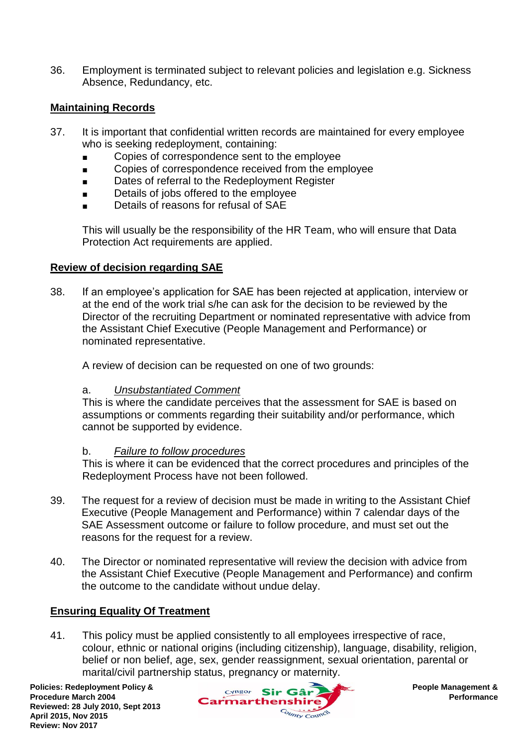36. Employment is terminated subject to relevant policies and legislation e.g. Sickness Absence, Redundancy, etc.

## Maintaining Records

37. It is important that confidential written records are maintained for every employee who is seeking redeployment, containing:
    - Copies of correspondence sent to the employee
    - Copies of correspondence received from the employee
    - Dates of referral to the Redeployment Register
    - Details of jobs offered to the employee
    - Details of reasons for refusal of SAE

    This will usually be the responsibility of the HR Team, who will ensure that Data Protection Act requirements are applied.

## Review of decision regarding SAE

38. If an employee's application for SAE has been rejected at application, interview or at the end of the work trial s/he can ask for the decision to be reviewed by the Director of the recruiting Department or nominated representative with advice from the Assistant Chief Executive (People Management and Performance) or nominated representative.

    A review of decision can be requested on one of two grounds:

    a. *Unsubstantiated Comment*
    This is where the candidate perceives that the assessment for SAE is based on assumptions or comments regarding their suitability and/or performance, which cannot be supported by evidence.

    b. *Failure to follow procedures*
    This is where it can be evidenced that the correct procedures and principles of the Redeployment Process have not been followed.

39. The request for a review of decision must be made in writing to the Assistant Chief Executive (People Management and Performance) within 7 calendar days of the SAE Assessment outcome or failure to follow procedure, and must set out the reasons for the request for a review.

40. The Director or nominated representative will review the decision with advice from the Assistant Chief Executive (People Management and Performance) and confirm the outcome to the candidate without undue delay.

## Ensuring Equality Of Treatment

41. This policy must be applied consistently to all employees irrespective of race, colour, ethnic or national origins (including citizenship), language, disability, religion, belief or non belief, age, sex, gender reassignment, sexual orientation, parental or marital/civil partnership status, pregnancy or maternity.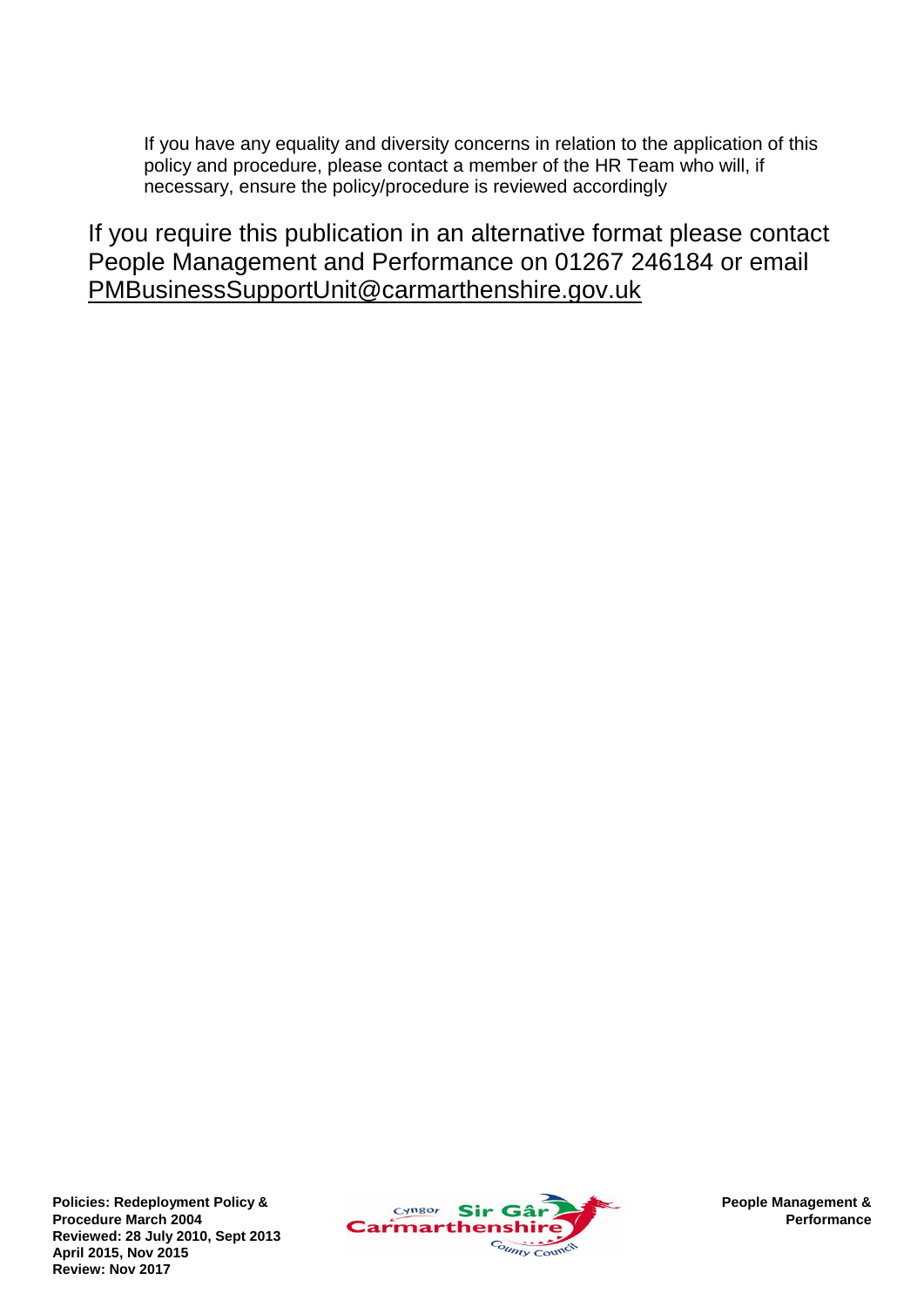If you have any equality and diversity concerns in relation to the application of this policy and procedure, please contact a member of the HR Team who will, if necessary, ensure the policy/procedure is reviewed accordingly

If you require this publication in an alternative format please contact People Management and Performance on 01267 246184 or email PMBusinessSupportUnit@carmarthenshire.gov.uk